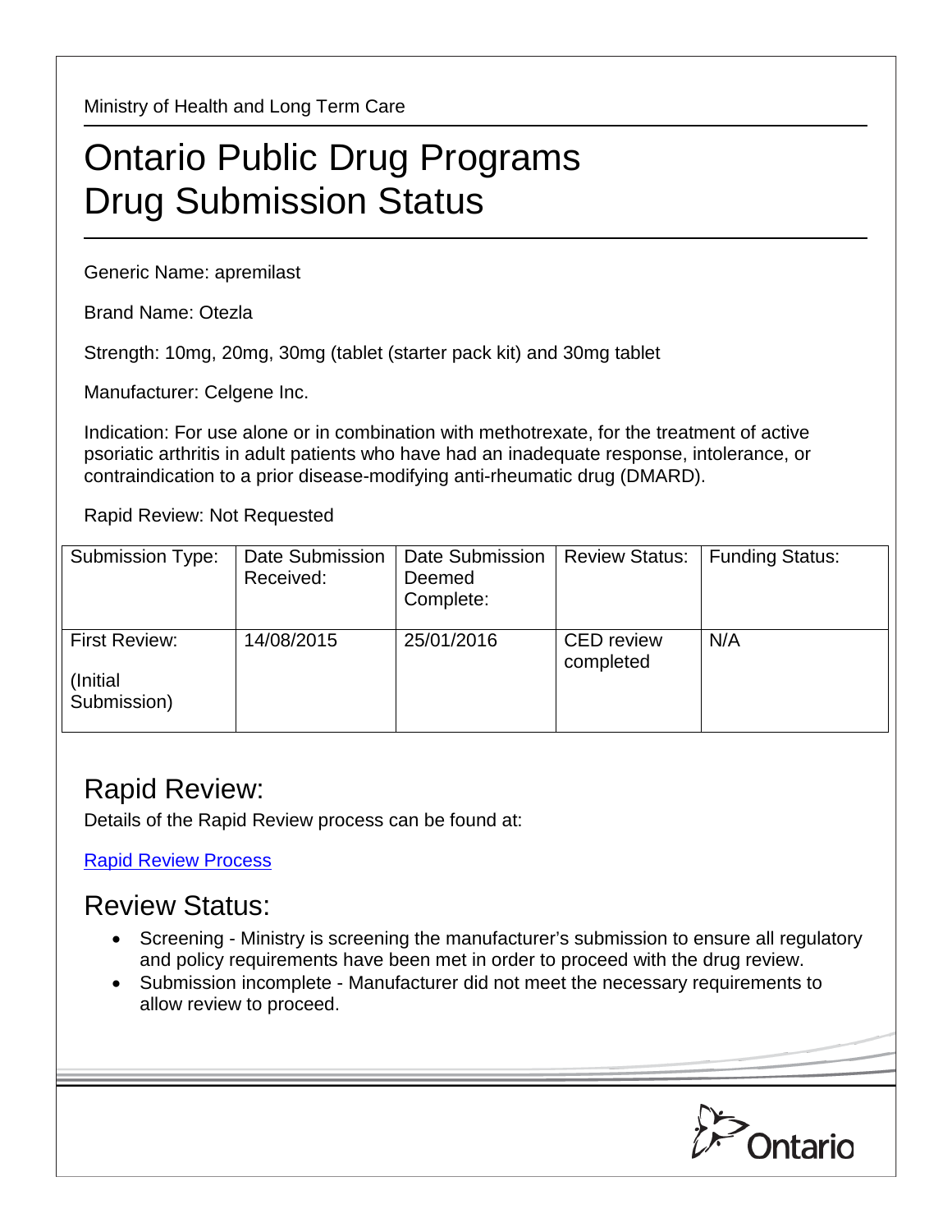Ministry of Health and Long Term Care

# Ontario Public Drug Programs
# Drug Submission Status

Generic Name: apremilast

Brand Name: Otezla

Strength: 10mg, 20mg, 30mg (tablet (starter pack kit) and 30mg tablet

Manufacturer: Celgene Inc.

Indication: For use alone or in combination with methotrexate, for the treatment of active psoriatic arthritis in adult patients who have had an inadequate response, intolerance, or contraindication to a prior disease-modifying anti-rheumatic drug (DMARD).

Rapid Review: Not Requested

| Submission Type: | Date Submission Received: | Date Submission Deemed Complete: | Review Status: | Funding Status: |
|---|---|---|---|---|
| First Review: (Initial Submission) | 14/08/2015 | 25/01/2016 | CED review completed | N/A |

## Rapid Review:

Details of the Rapid Review process can be found at:

[Rapid Review Process]

## Review Status:

- Screening - Ministry is screening the manufacturer's submission to ensure all regulatory and policy requirements have been met in order to proceed with the drug review.
- Submission incomplete - Manufacturer did not meet the necessary requirements to allow review to proceed.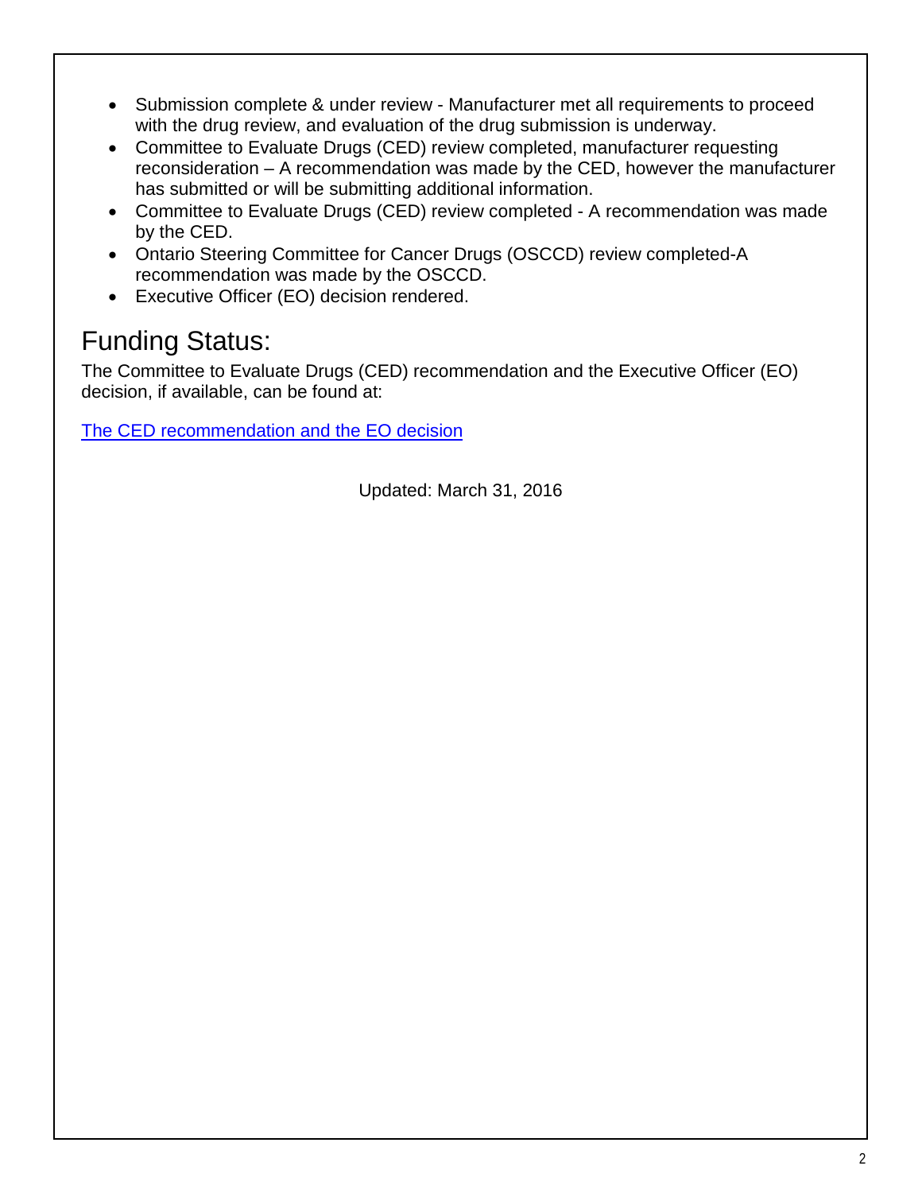- Submission complete & under review - Manufacturer met all requirements to proceed with the drug review, and evaluation of the drug submission is underway.
- Committee to Evaluate Drugs (CED) review completed, manufacturer requesting reconsideration – A recommendation was made by the CED, however the manufacturer has submitted or will be submitting additional information.
- Committee to Evaluate Drugs (CED) review completed - A recommendation was made by the CED.
- Ontario Steering Committee for Cancer Drugs (OSCCD) review completed-A recommendation was made by the OSCCD.
- Executive Officer (EO) decision rendered.

## Funding Status:

The Committee to Evaluate Drugs (CED) recommendation and the Executive Officer (EO) decision, if available, can be found at:

The CED recommendation and the EO decision

Updated: March 31, 2016